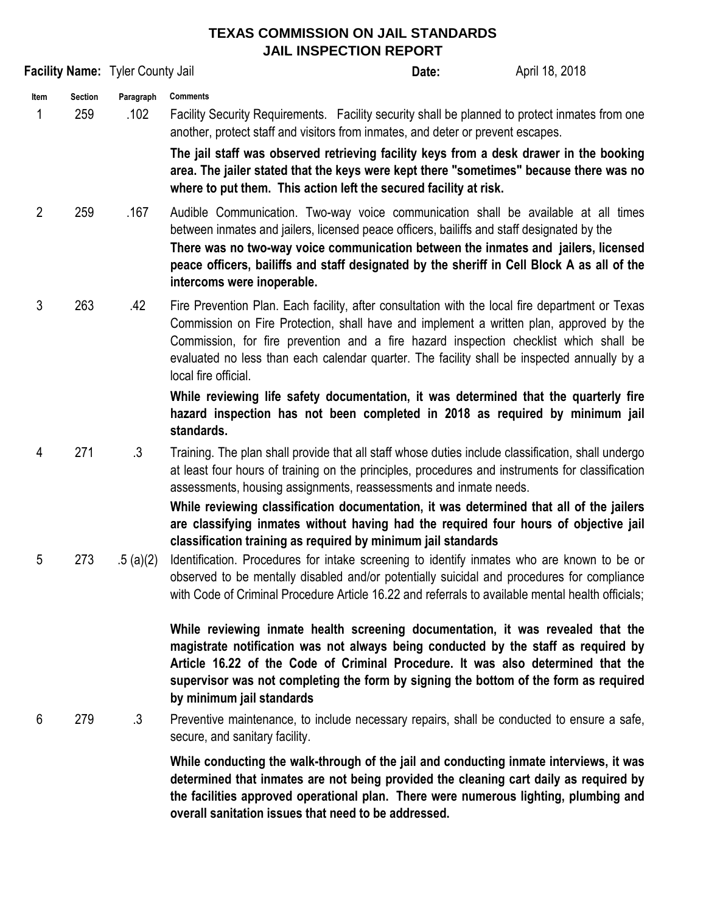# TEXAS COMMISSION ON JAIL STANDARDS
## JAIL INSPECTION REPORT

**Facility Name:** Tyler County Jail **Date:** April 18, 2018

| Item | Section | Paragraph | Comments |
|---|---|---|---|
| 1 | 259 | .102 | Facility Security Requirements. Facility security shall be planned to protect inmates from one another, protect staff and visitors from inmates, and deter or prevent escapes.<br><br>**The jail staff was observed retrieving facility keys from a desk drawer in the booking area. The jailer stated that the keys were kept there "sometimes" because there was no where to put them. This action left the secured facility at risk.** |
| 2 | 259 | .167 | Audible Communication. Two-way voice communication shall be available at all times between inmates and jailers, licensed peace officers, bailiffs and staff designated by the<br>**There was no two-way voice communication between the inmates and jailers, licensed peace officers, bailiffs and staff designated by the sheriff in Cell Block A as all of the intercoms were inoperable.** |
| 3 | 263 | .42 | Fire Prevention Plan. Each facility, after consultation with the local fire department or Texas Commission on Fire Protection, shall have and implement a written plan, approved by the Commission, for fire prevention and a fire hazard inspection checklist which shall be evaluated no less than each calendar quarter. The facility shall be inspected annually by a local fire official.<br><br>**While reviewing life safety documentation, it was determined that the quarterly fire hazard inspection has not been completed in 2018 as required by minimum jail standards.** |
| 4 | 271 | .3 | Training. The plan shall provide that all staff whose duties include classification, shall undergo at least four hours of training on the principles, procedures and instruments for classification assessments, housing assignments, reassessments and inmate needs.<br>**While reviewing classification documentation, it was determined that all of the jailers are classifying inmates without having had the required four hours of objective jail classification training as required by minimum jail standards** |
| 5 | 273 | .5 (a)(2) | Identification. Procedures for intake screening to identify inmates who are known to be or observed to be mentally disabled and/or potentially suicidal and procedures for compliance with Code of Criminal Procedure Article 16.22 and referrals to available mental health officials;<br><br>**While reviewing inmate health screening documentation, it was revealed that the magistrate notification was not always being conducted by the staff as required by Article 16.22 of the Code of Criminal Procedure. It was also determined that the supervisor was not completing the form by signing the bottom of the form as required by minimum jail standards** |
| 6 | 279 | .3 | Preventive maintenance, to include necessary repairs, shall be conducted to ensure a safe, secure, and sanitary facility.<br><br>**While conducting the walk-through of the jail and conducting inmate interviews, it was determined that inmates are not being provided the cleaning cart daily as required by the facilities approved operational plan. There were numerous lighting, plumbing and overall sanitation issues that need to be addressed.** |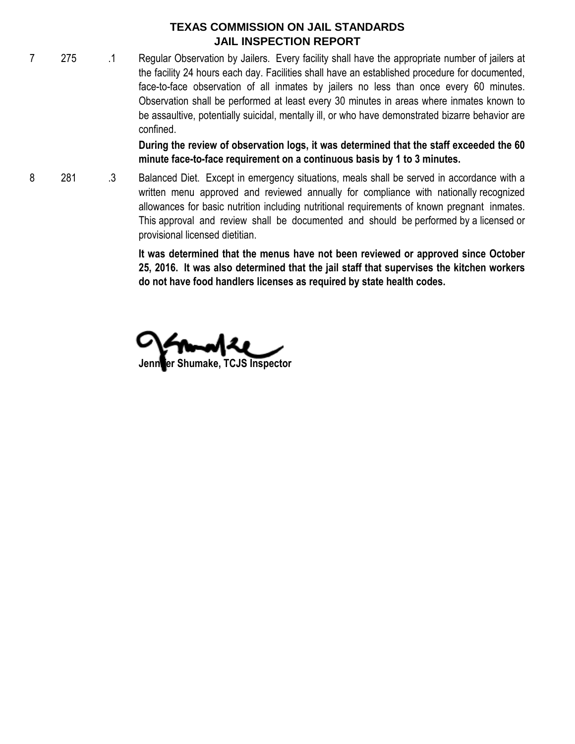# TEXAS COMMISSION ON JAIL STANDARDS
## JAIL INSPECTION REPORT

7 275 .1 Regular Observation by Jailers. Every facility shall have the appropriate number of jailers at the facility 24 hours each day. Facilities shall have an established procedure for documented, face-to-face observation of all inmates by jailers no less than once every 60 minutes. Observation shall be performed at least every 30 minutes in areas where inmates known to be assaultive, potentially suicidal, mentally ill, or who have demonstrated bizarre behavior are confined.

**During the review of observation logs, it was determined that the staff exceeded the 60 minute face-to-face requirement on a continuous basis by 1 to 3 minutes.**

8 281 .3 Balanced Diet. Except in emergency situations, meals shall be served in accordance with a written menu approved and reviewed annually for compliance with nationally recognized allowances for basic nutrition including nutritional requirements of known pregnant inmates. This approval and review shall be documented and should be performed by a licensed or provisional licensed dietitian.

**It was determined that the menus have not been reviewed or approved since October 25, 2016. It was also determined that the jail staff that supervises the kitchen workers do not have food handlers licenses as required by state health codes.**

**Jennifer Shumake, TCJS Inspector**